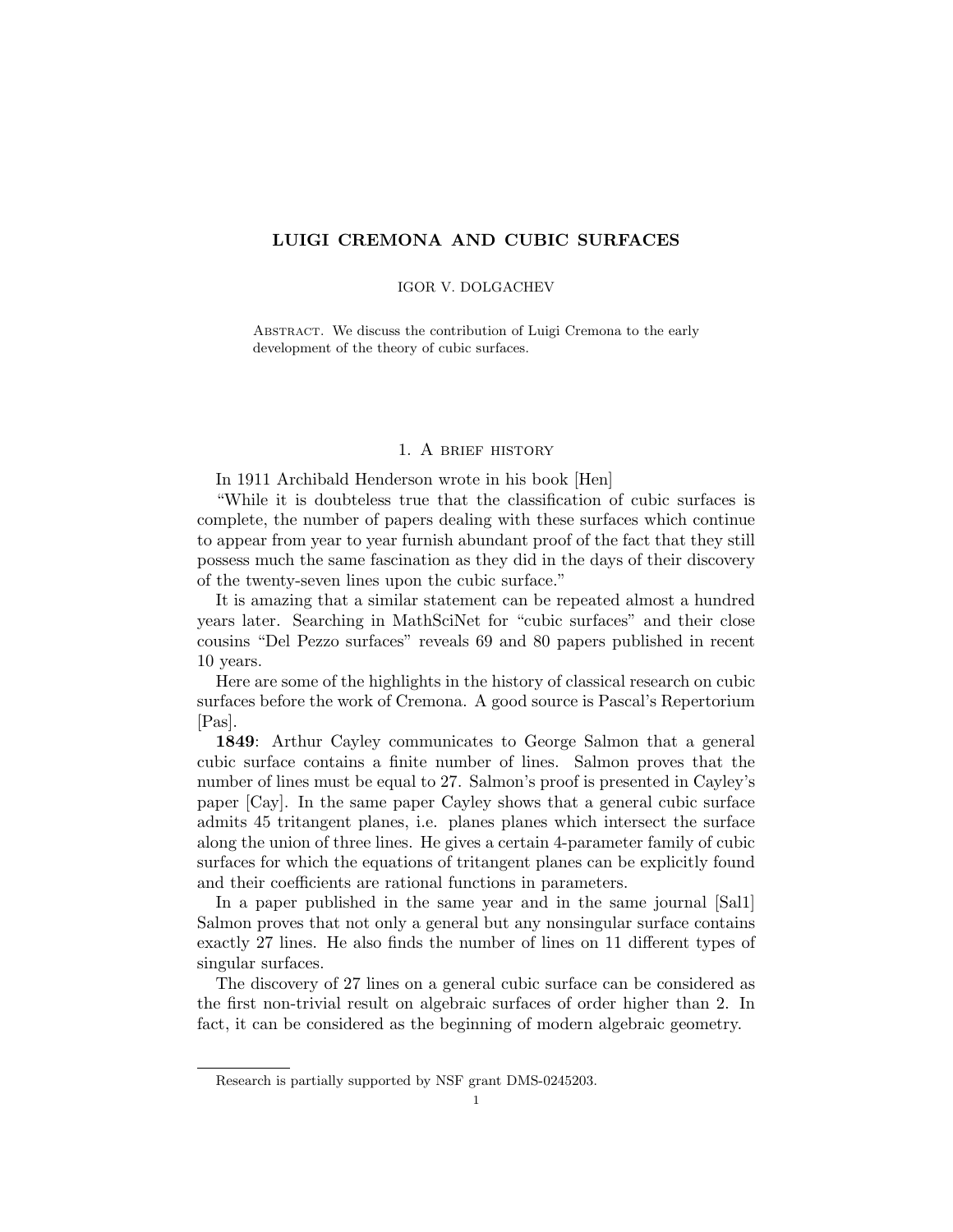# LUIGI CREMONA AND CUBIC SURFACES

IGOR V. DOLGACHEV

Abstract. We discuss the contribution of Luigi Cremona to the early development of the theory of cubic surfaces.

## 1. A brief history

In 1911 Archibald Henderson wrote in his book [Hen]

"While it is doubteless true that the classification of cubic surfaces is complete, the number of papers dealing with these surfaces which continue to appear from year to year furnish abundant proof of the fact that they still possess much the same fascination as they did in the days of their discovery of the twenty-seven lines upon the cubic surface."

It is amazing that a similar statement can be repeated almost a hundred years later. Searching in MathSciNet for "cubic surfaces" and their close cousins "Del Pezzo surfaces" reveals 69 and 80 papers published in recent 10 years.

Here are some of the highlights in the history of classical research on cubic surfaces before the work of Cremona. A good source is Pascal's Repertorium [Pas].

**1849**: Arthur Cayley communicates to George Salmon that a general cubic surface contains a finite number of lines. Salmon proves that the number of lines must be equal to 27. Salmon's proof is presented in Cayley's paper [Cay]. In the same paper Cayley shows that a general cubic surface admits 45 tritangent planes, i.e. planes planes which intersect the surface along the union of three lines. He gives a certain 4-parameter family of cubic surfaces for which the equations of tritangent planes can be explicitly found and their coefficients are rational functions in parameters.

In a paper published in the same year and in the same journal [Sal1] Salmon proves that not only a general but any nonsingular surface contains exactly 27 lines. He also finds the number of lines on 11 different types of singular surfaces.

The discovery of 27 lines on a general cubic surface can be considered as the first non-trivial result on algebraic surfaces of order higher than 2. In fact, it can be considered as the beginning of modern algebraic geometry.

Research is partially supported by NSF grant DMS-0245203.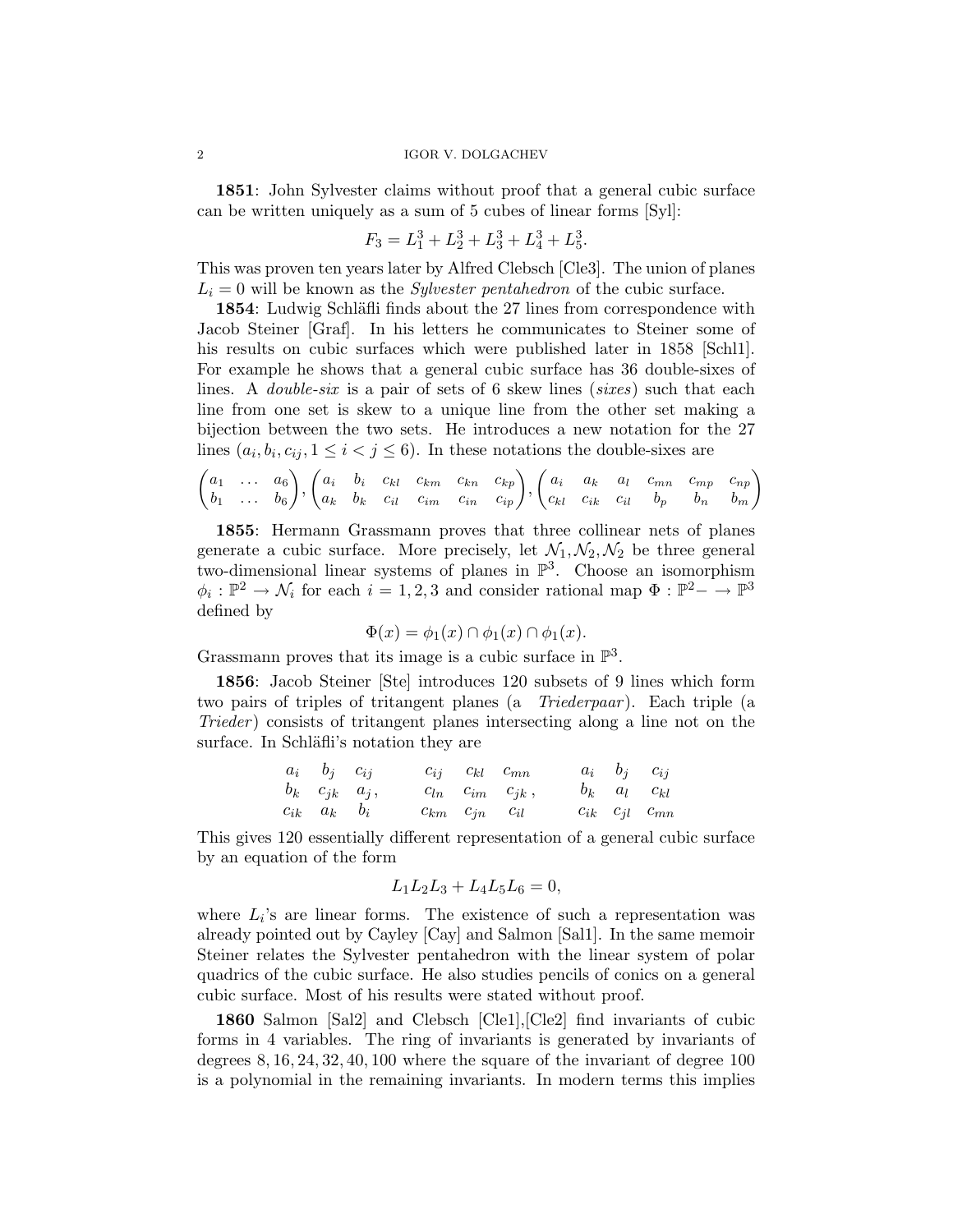**1851**: John Sylvester claims without proof that a general cubic surface can be written uniquely as a sum of 5 cubes of linear forms [Syl]:

$$F_3 = L_1^3 + L_2^3 + L_3^3 + L_4^3 + L_5^3.$$

This was proven ten years later by Alfred Clebsch [Cle3]. The union of planes $L_i = 0$ will be known as the *Sylvester pentahedron* of the cubic surface.

**1854**: Ludwig Schläfli finds about the 27 lines from correspondence with Jacob Steiner [Graf]. In his letters he communicates to Steiner some of his results on cubic surfaces which were published later in 1858 [Schl1]. For example he shows that a general cubic surface has 36 double-sixes of lines. A *double-six* is a pair of sets of 6 skew lines (*sixes*) such that each line from one set is skew to a unique line from the other set making a bijection between the two sets. He introduces a new notation for the 27 lines $(a_i, b_i, c_{ij}, 1 \le i < j \le 6)$. In these notations the double-sixes are

$$\begin{pmatrix} a_1 & \dots & a_6 \\ b_1 & \dots & b_6 \end{pmatrix}, \begin{pmatrix} a_i & b_i & c_{kl} & c_{km} & c_{kn} & c_{kp} \\ a_k & b_k & c_{il} & c_{im} & c_{in} & c_{ip} \end{pmatrix}, \begin{pmatrix} a_i & a_k & a_l & c_{mn} & c_{mp} & c_{np} \\ c_{kl} & c_{ik} & c_{il} & b_p & b_n & b_m \end{pmatrix}$$

**1855**: Hermann Grassmann proves that three collinear nets of planes generate a cubic surface. More precisely, let $\mathcal{N}_1, \mathcal{N}_2, \mathcal{N}_2$ be three general two-dimensional linear systems of planes in $\mathbb{P}^3$. Choose an isomorphism $\phi_i : \mathbb{P}^2 \to \mathcal{N}_i$ for each $i = 1, 2, 3$ and consider rational map $\Phi : \mathbb{P}^2 - \to \mathbb{P}^3$ defined by

$$\Phi(x) = \phi_1(x) \cap \phi_1(x) \cap \phi_1(x).$$

Grassmann proves that its image is a cubic surface in $\mathbb{P}^3$.

**1856**: Jacob Steiner [Ste] introduces 120 subsets of 9 lines which form two pairs of triples of tritangent planes (a *Triederpaar*). Each triple (a *Trieder*) consists of tritangent planes intersecting along a line not on the surface. In Schläfli's notation they are

$$\begin{matrix} a_i & b_j & c_{ij} \\ b_k & c_{jk} & a_j \\ c_{ik} & a_k & b_i \end{matrix}, \qquad \begin{matrix} c_{ij} & c_{kl} & c_{mn} \\ c_{ln} & c_{im} & c_{jk} \\ c_{km} & c_{jn} & c_{il} \end{matrix}, \qquad \begin{matrix} a_i & b_j & c_{ij} \\ b_k & a_l & c_{kl} \\ c_{ik} & c_{jl} & c_{mn} \end{matrix}$$

This gives 120 essentially different representation of a general cubic surface by an equation of the form

$$L_1 L_2 L_3 + L_4 L_5 L_6 = 0,$$

where $L_i$'s are linear forms. The existence of such a representation was already pointed out by Cayley [Cay] and Salmon [Sal1]. In the same memoir Steiner relates the Sylvester pentahedron with the linear system of polar quadrics of the cubic surface. He also studies pencils of conics on a general cubic surface. Most of his results were stated without proof.

**1860** Salmon [Sal2] and Clebsch [Cle1],[Cle2] find invariants of cubic forms in 4 variables. The ring of invariants is generated by invariants of degrees $8, 16, 24, 32, 40, 100$ where the square of the invariant of degree 100 is a polynomial in the remaining invariants. In modern terms this implies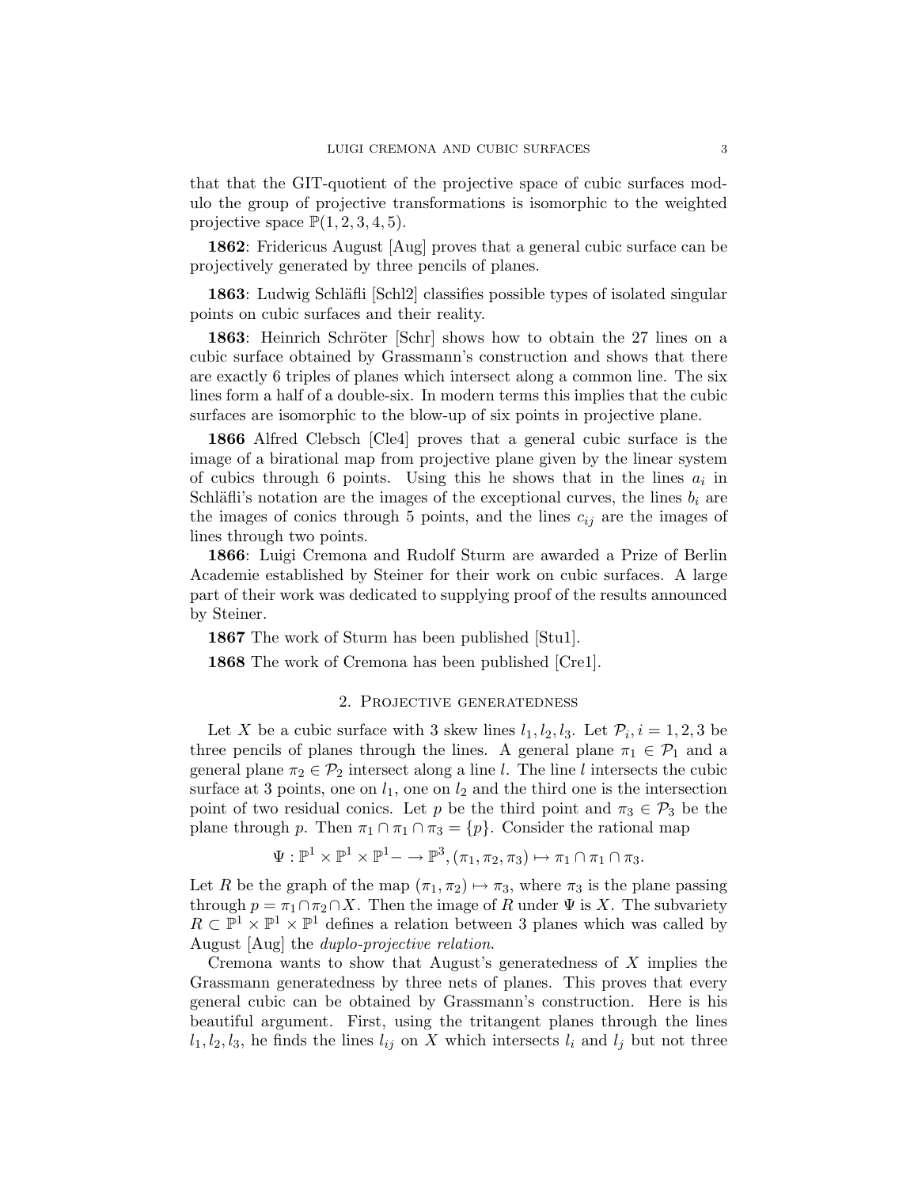that that the GIT-quotient of the projective space of cubic surfaces modulo the group of projective transformations is isomorphic to the weighted projective space $\mathbb{P}(1, 2, 3, 4, 5)$.

**1862**: Fridericus August [Aug] proves that a general cubic surface can be projectively generated by three pencils of planes.

**1863**: Ludwig Schläfli [Schl2] classifies possible types of isolated singular points on cubic surfaces and their reality.

**1863**: Heinrich Schröter [Schr] shows how to obtain the 27 lines on a cubic surface obtained by Grassmann's construction and shows that there are exactly 6 triples of planes which intersect along a common line. The six lines form a half of a double-six. In modern terms this implies that the cubic surfaces are isomorphic to the blow-up of six points in projective plane.

**1866** Alfred Clebsch [Cle4] proves that a general cubic surface is the image of a birational map from projective plane given by the linear system of cubics through 6 points. Using this he shows that in the lines $a_i$ in Schläfli's notation are the images of the exceptional curves, the lines $b_i$ are the images of conics through 5 points, and the lines $c_{ij}$ are the images of lines through two points.

**1866**: Luigi Cremona and Rudolf Sturm are awarded a Prize of Berlin Academie established by Steiner for their work on cubic surfaces. A large part of their work was dedicated to supplying proof of the results announced by Steiner.

**1867** The work of Sturm has been published [Stu1].

**1868** The work of Cremona has been published [Cre1].

## 2. Projective generatedness

Let $X$ be a cubic surface with 3 skew lines $l_1, l_2, l_3$. Let $\mathcal{P}_i, i = 1, 2, 3$ be three pencils of planes through the lines. A general plane $\pi_1 \in \mathcal{P}_1$ and a general plane $\pi_2 \in \mathcal{P}_2$ intersect along a line $l$. The line $l$ intersects the cubic surface at 3 points, one on $l_1$, one on $l_2$ and the third one is the intersection point of two residual conics. Let $p$ be the third point and $\pi_3 \in \mathcal{P}_3$ be the plane through $p$. Then $\pi_1 \cap \pi_1 \cap \pi_3 = \{p\}$. Consider the rational map

$$\Psi : \mathbb{P}^1 \times \mathbb{P}^1 \times \mathbb{P}^1 - \to \mathbb{P}^3, (\pi_1, \pi_2, \pi_3) \mapsto \pi_1 \cap \pi_1 \cap \pi_3.$$

Let $R$ be the graph of the map $(\pi_1, \pi_2) \mapsto \pi_3$, where $\pi_3$ is the plane passing through $p = \pi_1 \cap \pi_2 \cap X$. Then the image of $R$ under $\Psi$ is $X$. The subvariety $R \subset \mathbb{P}^1 \times \mathbb{P}^1 \times \mathbb{P}^1$ defines a relation between 3 planes which was called by August [Aug] the *duplo-projective relation*.

Cremona wants to show that August's generatedness of $X$ implies the Grassmann generatedness by three nets of planes. This proves that every general cubic can be obtained by Grassmann's construction. Here is his beautiful argument. First, using the tritangent planes through the lines $l_1, l_2, l_3$, he finds the lines $l_{ij}$ on $X$ which intersects $l_i$ and $l_j$ but not three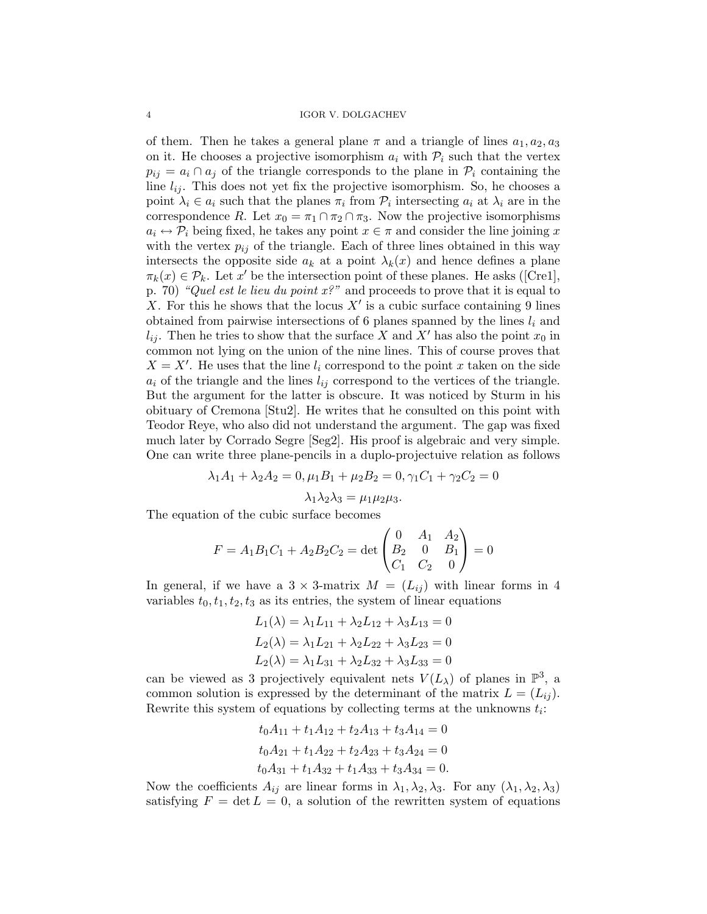of them. Then he takes a general plane $\pi$ and a triangle of lines $a_1, a_2, a_3$ on it. He chooses a projective isomorphism $a_i$ with $\mathcal{P}_i$ such that the vertex $p_{ij} = a_i \cap a_j$ of the triangle corresponds to the plane in $\mathcal{P}_i$ containing the line $l_{ij}$. This does not yet fix the projective isomorphism. So, he chooses a point $\lambda_i \in a_i$ such that the planes $\pi_i$ from $\mathcal{P}_i$ intersecting $a_i$ at $\lambda_i$ are in the correspondence $R$. Let $x_0 = \pi_1 \cap \pi_2 \cap \pi_3$. Now the projective isomorphisms $a_i \leftrightarrow \mathcal{P}_i$ being fixed, he takes any point $x \in \pi$ and consider the line joining $x$ with the vertex $p_{ij}$ of the triangle. Each of three lines obtained in this way intersects the opposite side $a_k$ at a point $\lambda_k(x)$ and hence defines a plane $\pi_k(x) \in \mathcal{P}_k$. Let $x'$ be the intersection point of these planes. He asks ([Cre1], p. 70) *"Quel est le lieu du point x?"* and proceeds to prove that it is equal to $X$. For this he shows that the locus $X'$ is a cubic surface containing 9 lines obtained from pairwise intersections of 6 planes spanned by the lines $l_i$ and $l_{ij}$. Then he tries to show that the surface $X$ and $X'$ has also the point $x_0$ in common not lying on the union of the nine lines. This of course proves that $X = X'$. He uses that the line $l_i$ correspond to the point $x$ taken on the side $a_i$ of the triangle and the lines $l_{ij}$ correspond to the vertices of the triangle. But the argument for the latter is obscure. It was noticed by Sturm in his obituary of Cremona [Stu2]. He writes that he consulted on this point with Teodor Reye, who also did not understand the argument. The gap was fixed much later by Corrado Segre [Seg2]. His proof is algebraic and very simple. One can write three plane-pencils in a duplo-projectuive relation as follows

$$\lambda_1 A_1 + \lambda_2 A_2 = 0, \mu_1 B_1 + \mu_2 B_2 = 0, \gamma_1 C_1 + \gamma_2 C_2 = 0$$

$$\lambda_1 \lambda_2 \lambda_3 = \mu_1 \mu_2 \mu_3.$$

The equation of the cubic surface becomes

$$F = A_1 B_1 C_1 + A_2 B_2 C_2 = \det \begin{pmatrix} 0 & A_1 & A_2 \\ B_2 & 0 & B_1 \\ C_1 & C_2 & 0 \end{pmatrix} = 0$$

In general, if we have a $3 \times 3$-matrix $M = (L_{ij})$ with linear forms in 4 variables $t_0, t_1, t_2, t_3$ as its entries, the system of linear equations

$$L_1(\lambda) = \lambda_1 L_{11} + \lambda_2 L_{12} + \lambda_3 L_{13} = 0$$
$$L_2(\lambda) = \lambda_1 L_{21} + \lambda_2 L_{22} + \lambda_3 L_{23} = 0$$
$$L_2(\lambda) = \lambda_1 L_{31} + \lambda_2 L_{32} + \lambda_3 L_{33} = 0$$

can be viewed as 3 projectively equivalent nets $V(L_\lambda)$ of planes in $\mathbb{P}^3$, a common solution is expressed by the determinant of the matrix $L = (L_{ij})$. Rewrite this system of equations by collecting terms at the unknowns $t_i$:

$$t_0 A_{11} + t_1 A_{12} + t_2 A_{13} + t_3 A_{14} = 0$$
$$t_0 A_{21} + t_1 A_{22} + t_2 A_{23} + t_3 A_{24} = 0$$
$$t_0 A_{31} + t_1 A_{32} + t_1 A_{33} + t_3 A_{34} = 0.$$

Now the coefficients $A_{ij}$ are linear forms in $\lambda_1, \lambda_2, \lambda_3$. For any $(\lambda_1, \lambda_2, \lambda_3)$ satisfying $F = \det L = 0$, a solution of the rewritten system of equations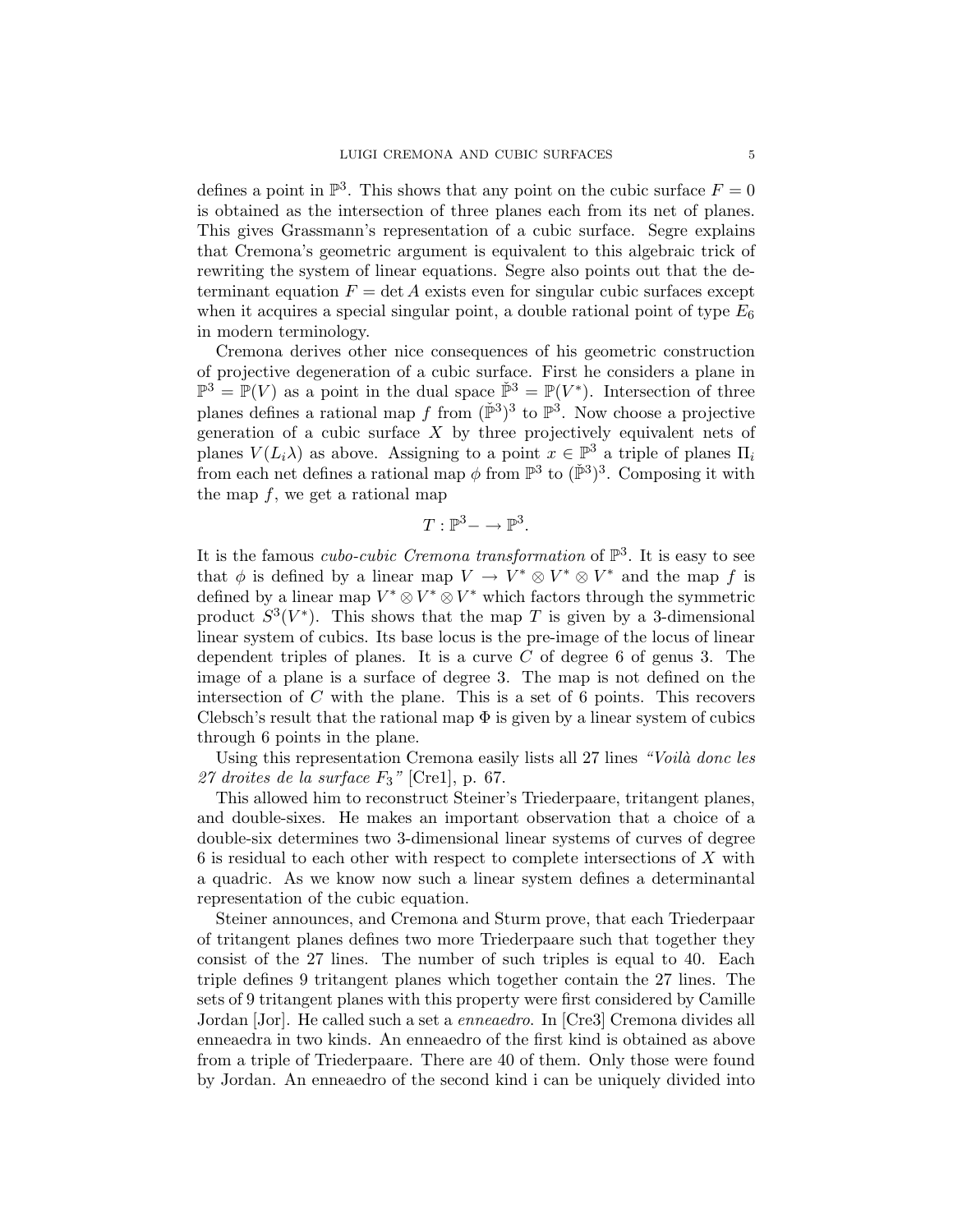defines a point in $\mathbb{P}^3$. This shows that any point on the cubic surface $F = 0$ is obtained as the intersection of three planes each from its net of planes. This gives Grassmann's representation of a cubic surface. Segre explains that Cremona's geometric argument is equivalent to this algebraic trick of rewriting the system of linear equations. Segre also points out that the determinant equation $F = \det A$ exists even for singular cubic surfaces except when it acquires a special singular point, a double rational point of type $E_6$ in modern terminology.

Cremona derives other nice consequences of his geometric construction of projective degeneration of a cubic surface. First he considers a plane in $\mathbb{P}^3 = \mathbb{P}(V)$ as a point in the dual space $\check{\mathbb{P}}^3 = \mathbb{P}(V^*)$. Intersection of three planes defines a rational map $f$ from $(\check{\mathbb{P}}^3)^3$ to $\mathbb{P}^3$. Now choose a projective generation of a cubic surface $X$ by three projectively equivalent nets of planes $V(L_i\lambda)$ as above. Assigning to a point $x \in \mathbb{P}^3$ a triple of planes $\Pi_i$ from each net defines a rational map $\phi$ from $\mathbb{P}^3$ to $(\check{\mathbb{P}}^3)^3$. Composing it with the map $f$, we get a rational map

$$T : \mathbb{P}^3 - \to \mathbb{P}^3.$$

It is the famous *cubo-cubic Cremona transformation* of $\mathbb{P}^3$. It is easy to see that $\phi$ is defined by a linear map $V \to V^* \otimes V^* \otimes V^*$ and the map $f$ is defined by a linear map $V^* \otimes V^* \otimes V^*$ which factors through the symmetric product $S^3(V^*)$. This shows that the map $T$ is given by a 3-dimensional linear system of cubics. Its base locus is the pre-image of the locus of linear dependent triples of planes. It is a curve $C$ of degree 6 of genus 3. The image of a plane is a surface of degree 3. The map is not defined on the intersection of $C$ with the plane. This is a set of 6 points. This recovers Clebsch's result that the rational map $\Phi$ is given by a linear system of cubics through 6 points in the plane.

Using this representation Cremona easily lists all 27 lines *"Voilà donc les 27 droites de la surface $F_3$"* [Cre1], p. 67.

This allowed him to reconstruct Steiner's Triederpaare, tritangent planes, and double-sixes. He makes an important observation that a choice of a double-six determines two 3-dimensional linear systems of curves of degree 6 is residual to each other with respect to complete intersections of $X$ with a quadric. As we know now such a linear system defines a determinantal representation of the cubic equation.

Steiner announces, and Cremona and Sturm prove, that each Triederpaar of tritangent planes defines two more Triederpaare such that together they consist of the 27 lines. The number of such triples is equal to 40. Each triple defines 9 tritangent planes which together contain the 27 lines. The sets of 9 tritangent planes with this property were first considered by Camille Jordan [Jor]. He called such a set a *enneaedro*. In [Cre3] Cremona divides all enneaedra in two kinds. An enneaedro of the first kind is obtained as above from a triple of Triederpaare. There are 40 of them. Only those were found by Jordan. An enneaedro of the second kind i can be uniquely divided into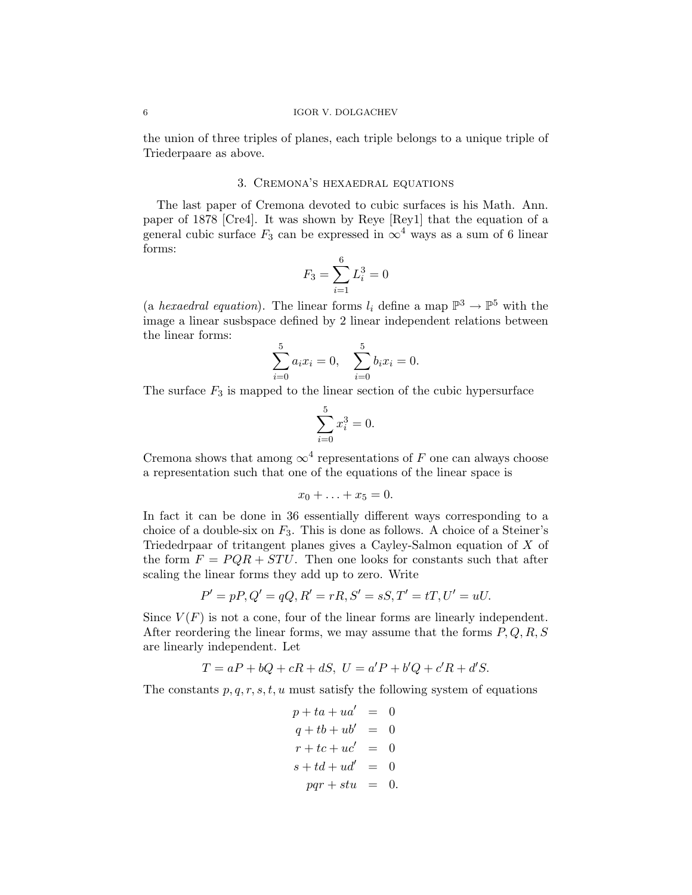the union of three triples of planes, each triple belongs to a unique triple of Triederpaare as above.

## 3. Cremona's hexaedral equations

The last paper of Cremona devoted to cubic surfaces is his Math. Ann. paper of 1878 [Cre4]. It was shown by Reye [Rey1] that the equation of a general cubic surface $F_3$ can be expressed in $\infty^4$ ways as a sum of 6 linear forms:

$$F_3 = \sum_{i=1}^{6} L_i^3 = 0$$

(a *hexaedral equation*). The linear forms $l_i$ define a map $\mathbb{P}^3 \to \mathbb{P}^5$ with the image a linear susbspace defined by 2 linear independent relations between the linear forms:

$$\sum_{i=0}^{5} a_i x_i = 0, \quad \sum_{i=0}^{5} b_i x_i = 0.$$

The surface $F_3$ is mapped to the linear section of the cubic hypersurface

$$\sum_{i=0}^{5} x_i^3 = 0.$$

Cremona shows that among $\infty^4$ representations of $F$ one can always choose a representation such that one of the equations of the linear space is

$$x_0 + \ldots + x_5 = 0.$$

In fact it can be done in 36 essentially different ways corresponding to a choice of a double-six on $F_3$. This is done as follows. A choice of a Steiner's Triededrpaar of tritangent planes gives a Cayley-Salmon equation of $X$ of the form $F = PQR + STU$. Then one looks for constants such that after scaling the linear forms they add up to zero. Write

$$P' = pP, Q' = qQ, R' = rR, S' = sS, T' = tT, U' = uU.$$

Since $V(F)$ is not a cone, four of the linear forms are linearly independent. After reordering the linear forms, we may assume that the forms $P, Q, R, S$ are linearly independent. Let

$$T = aP + bQ + cR + dS, \; U = a'P + b'Q + c'R + d'S.$$

The constants $p, q, r, s, t, u$ must satisfy the following system of equations

$$\begin{aligned}
p + ta + ua' &= 0 \\
q + tb + ub' &= 0 \\
r + tc + uc' &= 0 \\
s + td + ud' &= 0 \\
pqr + stu &= 0.
\end{aligned}$$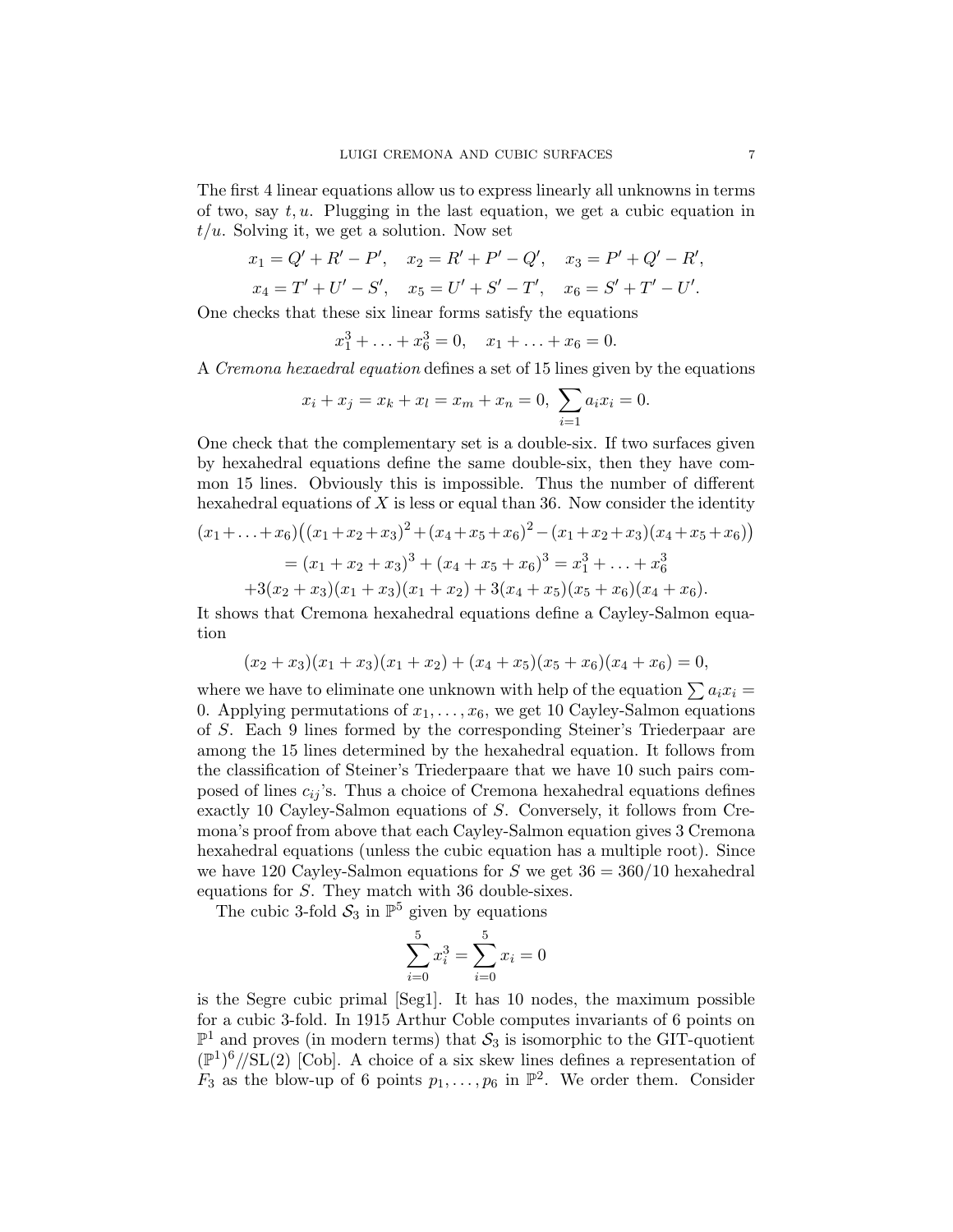The first 4 linear equations allow us to express linearly all unknowns in terms of two, say $t, u$. Plugging in the last equation, we get a cubic equation in $t/u$. Solving it, we get a solution. Now set

$$x_1 = Q' + R' - P', \quad x_2 = R' + P' - Q', \quad x_3 = P' + Q' - R',$$

$$x_4 = T' + U' - S', \quad x_5 = U' + S' - T', \quad x_6 = S' + T' - U'.$$

One checks that these six linear forms satisfy the equations

$$x_1^3 + \ldots + x_6^3 = 0, \quad x_1 + \ldots + x_6 = 0.$$

A *Cremona hexaedral equation* defines a set of 15 lines given by the equations

$$x_i + x_j = x_k + x_l = x_m + x_n = 0, \ \sum_{i=1} a_i x_i = 0.$$

One check that the complementary set is a double-six. If two surfaces given by hexahedral equations define the same double-six, then they have common 15 lines. Obviously this is impossible. Thus the number of different hexahedral equations of $X$ is less or equal than 36. Now consider the identity

$$(x_1+\ldots+x_6)\big((x_1+x_2+x_3)^2+(x_4+x_5+x_6)^2-(x_1+x_2+x_3)(x_4+x_5+x_6)\big)$$

$$= (x_1 + x_2 + x_3)^3 + (x_4 + x_5 + x_6)^3 = x_1^3 + \ldots + x_6^3$$

$$+3(x_2 + x_3)(x_1 + x_3)(x_1 + x_2) + 3(x_4 + x_5)(x_5 + x_6)(x_4 + x_6).$$

It shows that Cremona hexahedral equations define a Cayley-Salmon equation

$$(x_2 + x_3)(x_1 + x_3)(x_1 + x_2) + (x_4 + x_5)(x_5 + x_6)(x_4 + x_6) = 0,$$

where we have to eliminate one unknown with help of the equation $\sum a_i x_i = 0$. Applying permutations of $x_1, \ldots, x_6$, we get 10 Cayley-Salmon equations of $S$. Each 9 lines formed by the corresponding Steiner's Triederpaar are among the 15 lines determined by the hexahedral equation. It follows from the classification of Steiner's Triederpaare that we have 10 such pairs composed of lines $c_{ij}$'s. Thus a choice of Cremona hexahedral equations defines exactly 10 Cayley-Salmon equations of $S$. Conversely, it follows from Cremona's proof from above that each Cayley-Salmon equation gives 3 Cremona hexahedral equations (unless the cubic equation has a multiple root). Since we have 120 Cayley-Salmon equations for $S$ we get $36 = 360/10$ hexahedral equations for $S$. They match with 36 double-sixes.

The cubic 3-fold $\mathcal{S}_3$ in $\mathbb{P}^5$ given by equations

$$\sum_{i=0}^{5} x_i^3 = \sum_{i=0}^{5} x_i = 0$$

is the Segre cubic primal [Seg1]. It has 10 nodes, the maximum possible for a cubic 3-fold. In 1915 Arthur Coble computes invariants of 6 points on $\mathbb{P}^1$ and proves (in modern terms) that $\mathcal{S}_3$ is isomorphic to the GIT-quotient $(\mathbb{P}^1)^6//\mathrm{SL}(2)$ [Cob]. A choice of a six skew lines defines a representation of $F_3$ as the blow-up of 6 points $p_1, \ldots, p_6$ in $\mathbb{P}^2$. We order them. Consider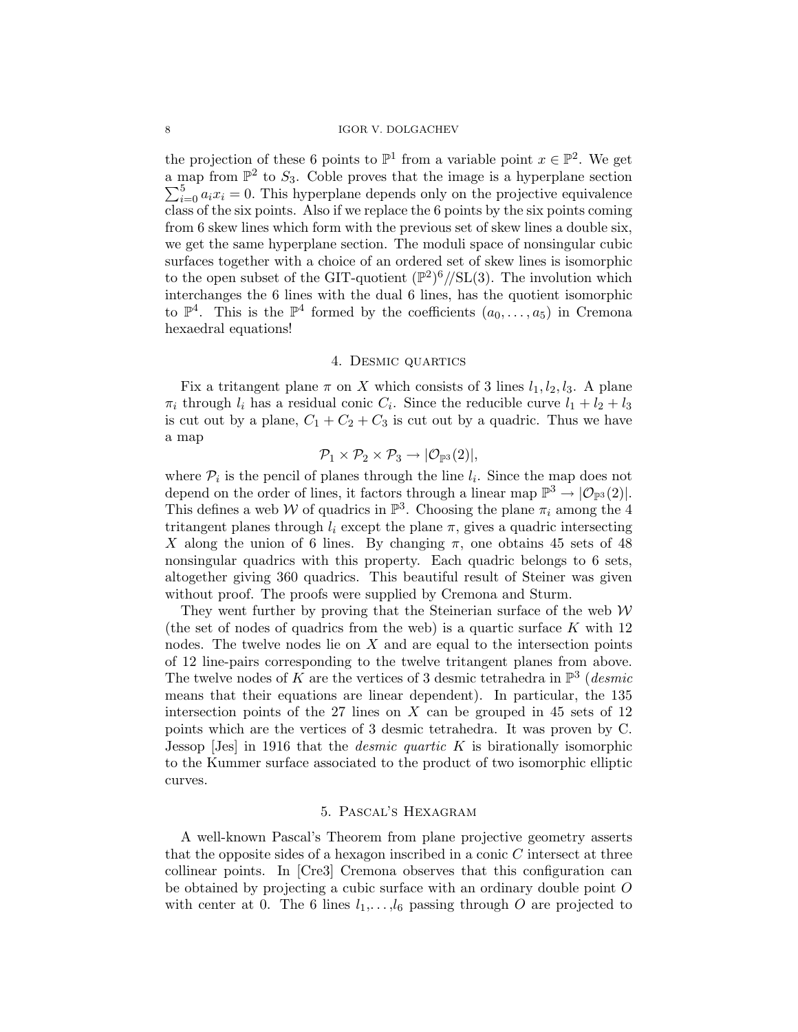the projection of these 6 points to $\mathbb{P}^1$ from a variable point $x \in \mathbb{P}^2$. We get a map from $\mathbb{P}^2$ to $S_3$. Coble proves that the image is a hyperplane section $\sum_{i=0}^{5} a_i x_i = 0$. This hyperplane depends only on the projective equivalence class of the six points. Also if we replace the 6 points by the six points coming from 6 skew lines which form with the previous set of skew lines a double six, we get the same hyperplane section. The moduli space of nonsingular cubic surfaces together with a choice of an ordered set of skew lines is isomorphic to the open subset of the GIT-quotient $(\mathbb{P}^2)^6//\mathrm{SL}(3)$. The involution which interchanges the 6 lines with the dual 6 lines, has the quotient isomorphic to $\mathbb{P}^4$. This is the $\mathbb{P}^4$ formed by the coefficients $(a_0, \ldots, a_5)$ in Cremona hexaedral equations!

## 4. Desmic quartics

Fix a tritangent plane $\pi$ on $X$ which consists of 3 lines $l_1, l_2, l_3$. A plane $\pi_i$ through $l_i$ has a residual conic $C_i$. Since the reducible curve $l_1 + l_2 + l_3$ is cut out by a plane, $C_1 + C_2 + C_3$ is cut out by a quadric. Thus we have a map

$$\mathcal{P}_1 \times \mathcal{P}_2 \times \mathcal{P}_3 \to |\mathcal{O}_{\mathbb{P}^3}(2)|,$$

where $\mathcal{P}_i$ is the pencil of planes through the line $l_i$. Since the map does not depend on the order of lines, it factors through a linear map $\mathbb{P}^3 \to |\mathcal{O}_{\mathbb{P}^3}(2)|$. This defines a web $\mathcal{W}$ of quadrics in $\mathbb{P}^3$. Choosing the plane $\pi_i$ among the 4 tritangent planes through $l_i$ except the plane $\pi$, gives a quadric intersecting $X$ along the union of 6 lines. By changing $\pi$, one obtains 45 sets of 48 nonsingular quadrics with this property. Each quadric belongs to 6 sets, altogether giving 360 quadrics. This beautiful result of Steiner was given without proof. The proofs were supplied by Cremona and Sturm.

They went further by proving that the Steinerian surface of the web $\mathcal{W}$ (the set of nodes of quadrics from the web) is a quartic surface $K$ with 12 nodes. The twelve nodes lie on $X$ and are equal to the intersection points of 12 line-pairs corresponding to the twelve tritangent planes from above. The twelve nodes of $K$ are the vertices of 3 desmic tetrahedra in $\mathbb{P}^3$ (*desmic* means that their equations are linear dependent). In particular, the 135 intersection points of the 27 lines on $X$ can be grouped in 45 sets of 12 points which are the vertices of 3 desmic tetrahedra. It was proven by C. Jessop [Jes] in 1916 that the *desmic quartic* $K$ is birationally isomorphic to the Kummer surface associated to the product of two isomorphic elliptic curves.

## 5. Pascal's Hexagram

A well-known Pascal's Theorem from plane projective geometry asserts that the opposite sides of a hexagon inscribed in a conic $C$ intersect at three collinear points. In [Cre3] Cremona observes that this configuration can be obtained by projecting a cubic surface with an ordinary double point $O$ with center at 0. The 6 lines $l_1, \ldots, l_6$ passing through $O$ are projected to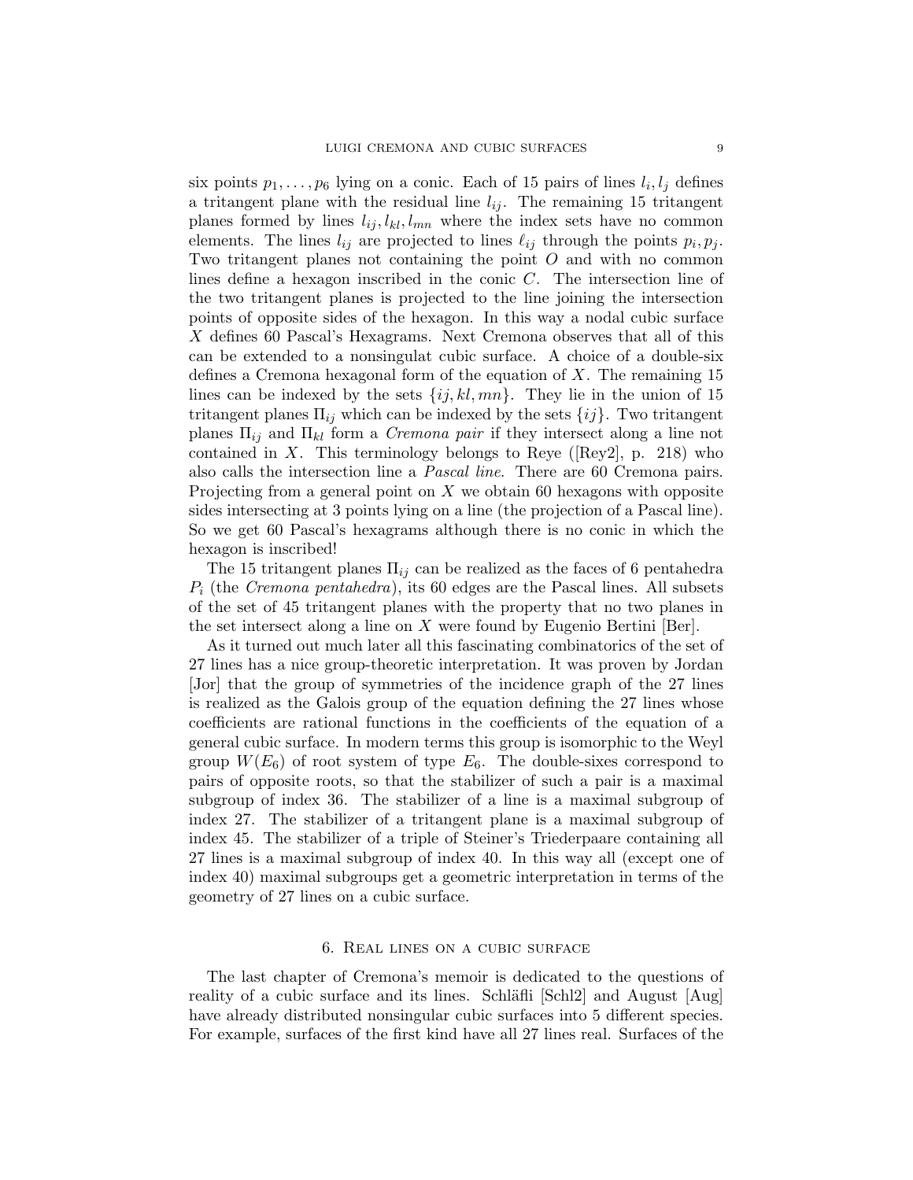six points $p_1, \ldots, p_6$ lying on a conic. Each of 15 pairs of lines $l_i, l_j$ defines a tritangent plane with the residual line $l_{ij}$. The remaining 15 tritangent planes formed by lines $l_{ij}, l_{kl}, l_{mn}$ where the index sets have no common elements. The lines $l_{ij}$ are projected to lines $\ell_{ij}$ through the points $p_i, p_j$. Two tritangent planes not containing the point $O$ and with no common lines define a hexagon inscribed in the conic $C$. The intersection line of the two tritangent planes is projected to the line joining the intersection points of opposite sides of the hexagon. In this way a nodal cubic surface $X$ defines 60 Pascal's Hexagrams. Next Cremona observes that all of this can be extended to a nonsingulat cubic surface. A choice of a double-six defines a Cremona hexagonal form of the equation of $X$. The remaining 15 lines can be indexed by the sets $\{ij, kl, mn\}$. They lie in the union of 15 tritangent planes $\Pi_{ij}$ which can be indexed by the sets $\{ij\}$. Two tritangent planes $\Pi_{ij}$ and $\Pi_{kl}$ form a *Cremona pair* if they intersect along a line not contained in $X$. This terminology belongs to Reye ([Rey2], p. 218) who also calls the intersection line a *Pascal line*. There are 60 Cremona pairs. Projecting from a general point on $X$ we obtain 60 hexagons with opposite sides intersecting at 3 points lying on a line (the projection of a Pascal line). So we get 60 Pascal's hexagrams although there is no conic in which the hexagon is inscribed!

The 15 tritangent planes $\Pi_{ij}$ can be realized as the faces of 6 pentahedra $P_i$ (the *Cremona pentahedra*), its 60 edges are the Pascal lines. All subsets of the set of 45 tritangent planes with the property that no two planes in the set intersect along a line on $X$ were found by Eugenio Bertini [Ber].

As it turned out much later all this fascinating combinatorics of the set of 27 lines has a nice group-theoretic interpretation. It was proven by Jordan [Jor] that the group of symmetries of the incidence graph of the 27 lines is realized as the Galois group of the equation defining the 27 lines whose coefficients are rational functions in the coefficients of the equation of a general cubic surface. In modern terms this group is isomorphic to the Weyl group $W(E_6)$ of root system of type $E_6$. The double-sixes correspond to pairs of opposite roots, so that the stabilizer of such a pair is a maximal subgroup of index 36. The stabilizer of a line is a maximal subgroup of index 27. The stabilizer of a tritangent plane is a maximal subgroup of index 45. The stabilizer of a triple of Steiner's Triederpaare containing all 27 lines is a maximal subgroup of index 40. In this way all (except one of index 40) maximal subgroups get a geometric interpretation in terms of the geometry of 27 lines on a cubic surface.

## 6. Real lines on a cubic surface

The last chapter of Cremona's memoir is dedicated to the questions of reality of a cubic surface and its lines. Schläfli [Schl2] and August [Aug] have already distributed nonsingular cubic surfaces into 5 different species. For example, surfaces of the first kind have all 27 lines real. Surfaces of the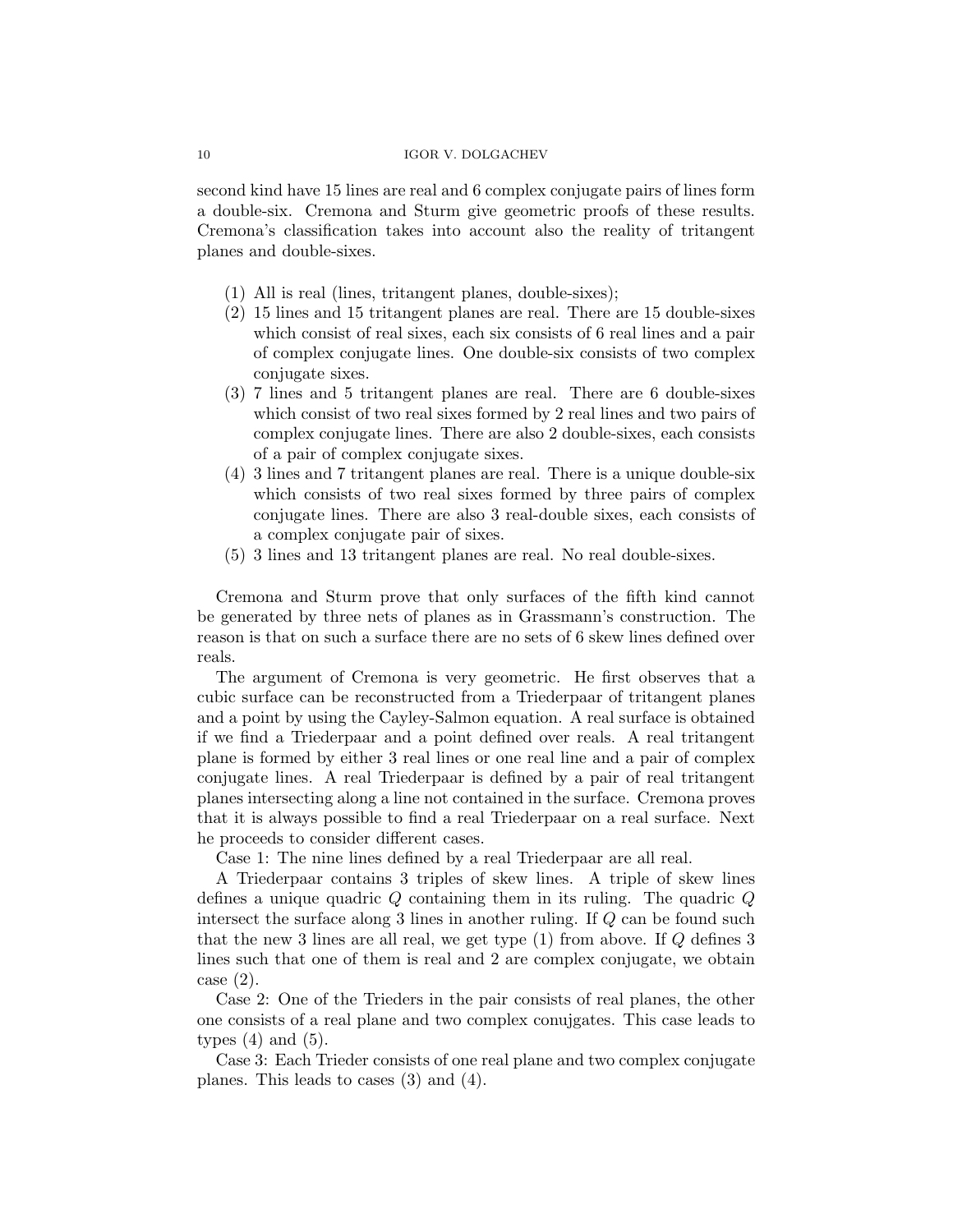second kind have 15 lines are real and 6 complex conjugate pairs of lines form a double-six. Cremona and Sturm give geometric proofs of these results. Cremona's classification takes into account also the reality of tritangent planes and double-sixes.

1. All is real (lines, tritangent planes, double-sixes);
2. 15 lines and 15 tritangent planes are real. There are 15 double-sixes which consist of real sixes, each six consists of 6 real lines and a pair of complex conjugate lines. One double-six consists of two complex conjugate sixes.
3. 7 lines and 5 tritangent planes are real. There are 6 double-sixes which consist of two real sixes formed by 2 real lines and two pairs of complex conjugate lines. There are also 2 double-sixes, each consists of a pair of complex conjugate sixes.
4. 3 lines and 7 tritangent planes are real. There is a unique double-six which consists of two real sixes formed by three pairs of complex conjugate lines. There are also 3 real-double sixes, each consists of a complex conjugate pair of sixes.
5. 3 lines and 13 tritangent planes are real. No real double-sixes.

Cremona and Sturm prove that only surfaces of the fifth kind cannot be generated by three nets of planes as in Grassmann's construction. The reason is that on such a surface there are no sets of 6 skew lines defined over reals.

The argument of Cremona is very geometric. He first observes that a cubic surface can be reconstructed from a Triederpaar of tritangent planes and a point by using the Cayley-Salmon equation. A real surface is obtained if we find a Triederpaar and a point defined over reals. A real tritangent plane is formed by either 3 real lines or one real line and a pair of complex conjugate lines. A real Triederpaar is defined by a pair of real tritangent planes intersecting along a line not contained in the surface. Cremona proves that it is always possible to find a real Triederpaar on a real surface. Next he proceeds to consider different cases.

Case 1: The nine lines defined by a real Triederpaar are all real.

A Triederpaar contains 3 triples of skew lines. A triple of skew lines defines a unique quadric $Q$ containing them in its ruling. The quadric $Q$ intersect the surface along 3 lines in another ruling. If $Q$ can be found such that the new 3 lines are all real, we get type (1) from above. If $Q$ defines 3 lines such that one of them is real and 2 are complex conjugate, we obtain case (2).

Case 2: One of the Trieders in the pair consists of real planes, the other one consists of a real plane and two complex conujgates. This case leads to types (4) and (5).

Case 3: Each Trieder consists of one real plane and two complex conjugate planes. This leads to cases (3) and (4).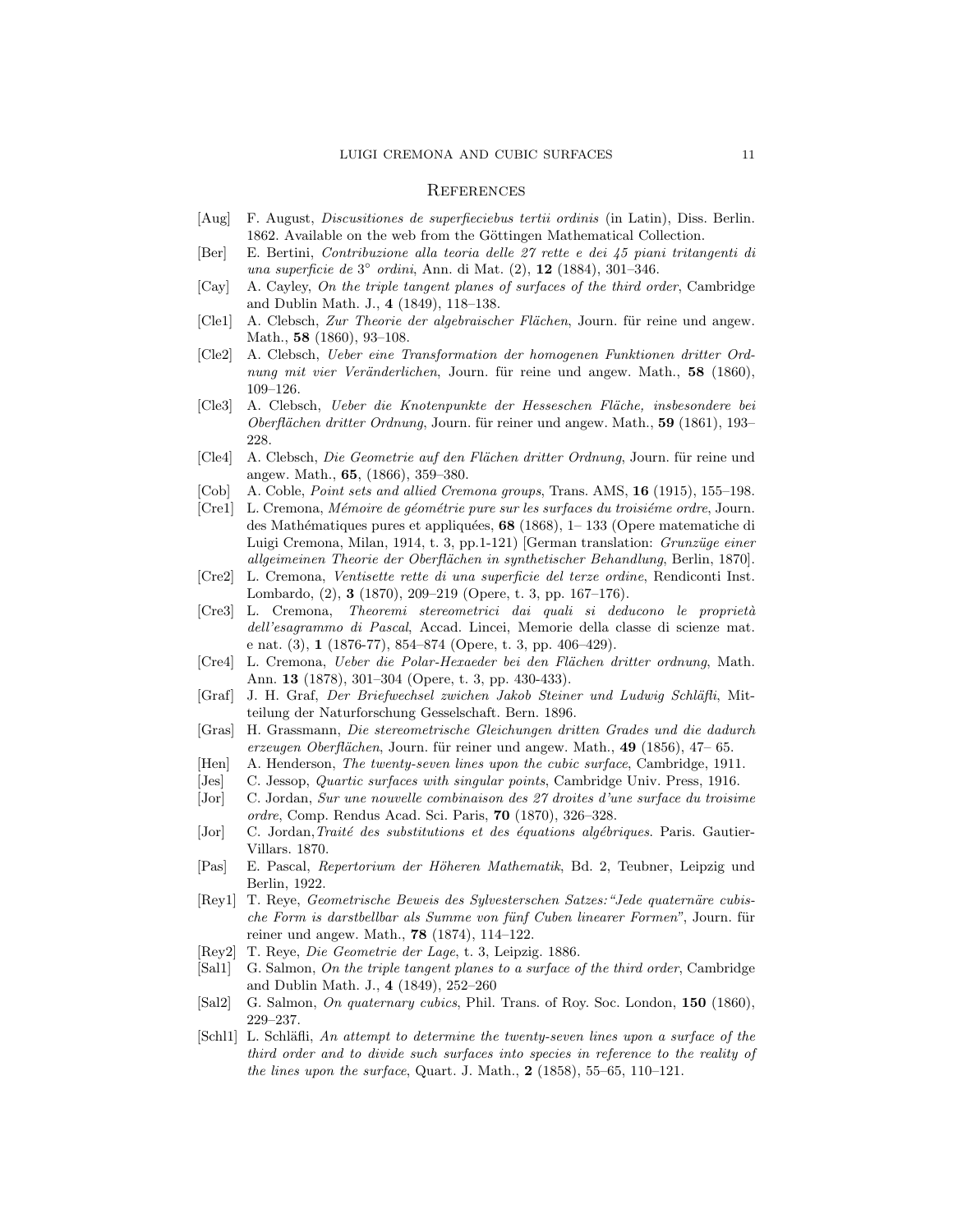## References

[Aug] F. August, *Discusitiones de superfieciebus tertii ordinis* (in Latin), Diss. Berlin. 1862. Available on the web from the Göttingen Mathematical Collection.

[Ber] E. Bertini, *Contribuzione alla teoria delle 27 rette e dei 45 piani tritangenti di una superficie de $3^\circ$ ordini*, Ann. di Mat. (2), **12** (1884), 301–346.

[Cay] A. Cayley, *On the triple tangent planes of surfaces of the third order*, Cambridge and Dublin Math. J., **4** (1849), 118–138.

[Cle1] A. Clebsch, *Zur Theorie der algebraischer Flächen*, Journ. für reine und angew. Math., **58** (1860), 93–108.

[Cle2] A. Clebsch, *Ueber eine Transformation der homogenen Funktionen dritter Ordnung mit vier Veränderlichen*, Journ. für reine und angew. Math., **58** (1860), 109–126.

[Cle3] A. Clebsch, *Ueber die Knotenpunkte der Hesseschen Fläche, insbesondere bei Oberflächen dritter Ordnung*, Journ. für reiner und angew. Math., **59** (1861), 193–228.

[Cle4] A. Clebsch, *Die Geometrie auf den Flächen dritter Ordnung*, Journ. für reine und angew. Math., **65**, (1866), 359–380.

[Cob] A. Coble, *Point sets and allied Cremona groups*, Trans. AMS, **16** (1915), 155–198.

[Cre1] L. Cremona, *Mémoire de géométrie pure sur les surfaces du troisiéme ordre*, Journ. des Mathématiques pures et appliquées, **68** (1868), 1– 133 (Opere matematiche di Luigi Cremona, Milan, 1914, t. 3, pp.1-121) [German translation: *Grunzüge einer allgeimeinen Theorie der Oberflächen in synthetischer Behandlung*, Berlin, 1870].

[Cre2] L. Cremona, *Ventisette rette di una superficie del terze ordine*, Rendiconti Inst. Lombardo, (2), **3** (1870), 209–219 (Opere, t. 3, pp. 167–176).

[Cre3] L. Cremona, *Theoremi stereometrici dai quali si deducono le proprietà dell'esagrammo di Pascal*, Accad. Lincei, Memorie della classe di scienze mat. e nat. (3), **1** (1876-77), 854–874 (Opere, t. 3, pp. 406–429).

[Cre4] L. Cremona, *Ueber die Polar-Hexaeder bei den Flächen dritter ordnung*, Math. Ann. **13** (1878), 301–304 (Opere, t. 3, pp. 430-433).

[Graf] J. H. Graf, *Der Briefwechsel zwichen Jakob Steiner und Ludwig Schläfli*, Mitteilung der Naturforschung Gesselschaft. Bern. 1896.

[Gras] H. Grassmann, *Die stereometrische Gleichungen dritten Grades und die dadurch erzeugen Oberflächen*, Journ. für reiner und angew. Math., **49** (1856), 47– 65.

[Hen] A. Henderson, *The twenty-seven lines upon the cubic surface*, Cambridge, 1911.

[Jes] C. Jessop, *Quartic surfaces with singular points*, Cambridge Univ. Press, 1916.

[Jor] C. Jordan, *Sur une nouvelle combinaison des 27 droites d'une surface du troisime ordre*, Comp. Rendus Acad. Sci. Paris, **70** (1870), 326–328.

[Jor] C. Jordan, *Traité des substitutions et des équations algébriques*. Paris. Gautier-Villars. 1870.

[Pas] E. Pascal, *Repertorium der Höheren Mathematik*, Bd. 2, Teubner, Leipzig und Berlin, 1922.

[Rey1] T. Reye, *Geometrische Beweis des Sylvesterschen Satzes:"Jede quaternäre cubische Form is darstbellbar als Summe von fünf Cuben linearer Formen"*, Journ. für reiner und angew. Math., **78** (1874), 114–122.

[Rey2] T. Reye, *Die Geometrie der Lage*, t. 3, Leipzig. 1886.

[Sal1] G. Salmon, *On the triple tangent planes to a surface of the third order*, Cambridge and Dublin Math. J., **4** (1849), 252–260

[Sal2] G. Salmon, *On quaternary cubics*, Phil. Trans. of Roy. Soc. London, **150** (1860), 229–237.

[Schl1] L. Schläfli, *An attempt to determine the twenty-seven lines upon a surface of the third order and to divide such surfaces into species in reference to the reality of the lines upon the surface*, Quart. J. Math., **2** (1858), 55–65, 110–121.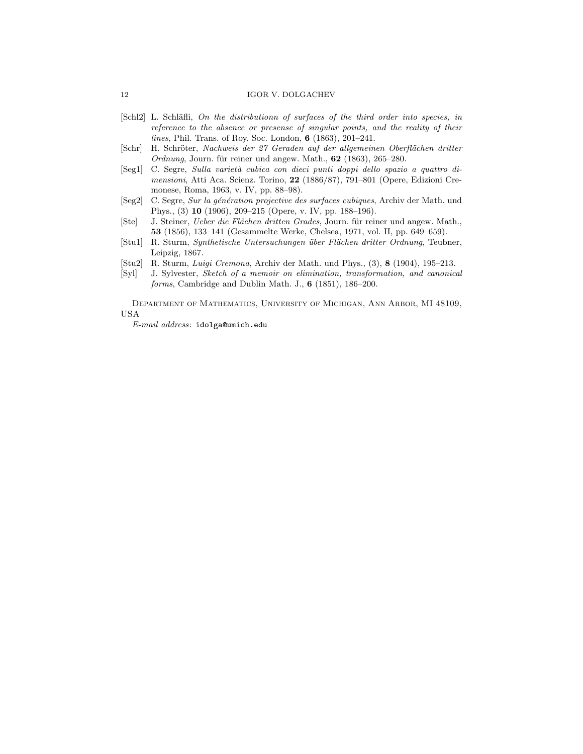- [Schl2] L. Schläfli, *On the distributionn of surfaces of the third order into species, in reference to the absence or presense of singular points, and the reality of their lines*, Phil. Trans. of Roy. Soc. London, **6** (1863), 201–241.
- [Schr] H. Schröter, *Nachweis der 27 Geraden auf der allgemeinen Oberflächen dritter Ordnung*, Journ. für reiner und angew. Math., **62** (1863), 265–280.
- [Seg1] C. Segre, *Sulla varietà cubica con dieci punti doppi dello spazio a quattro dimensioni*, Atti Aca. Scienz. Torino, **22** (1886/87), 791–801 (Opere, Edizioni Cremonese, Roma, 1963, v. IV, pp. 88–98).
- [Seg2] C. Segre, *Sur la génération projective des surfaces cubiques*, Archiv der Math. und Phys., (3) **10** (1906), 209–215 (Opere, v. IV, pp. 188–196).
- [Ste] J. Steiner, *Ueber die Flächen dritten Grades*, Journ. für reiner und angew. Math., **53** (1856), 133–141 (Gesammelte Werke, Chelsea, 1971, vol. II, pp. 649–659).
- [Stu1] R. Sturm, *Synthetische Untersuchungen über Flächen dritter Ordnung*, Teubner, Leipzig, 1867.
- [Stu2] R. Sturm, *Luigi Cremona*, Archiv der Math. und Phys., (3), **8** (1904), 195–213.
- [Syl] J. Sylvester, *Sketch of a memoir on elimination, transformation, and canonical forms*, Cambridge and Dublin Math. J., **6** (1851), 186–200.

Department of Mathematics, University of Michigan, Ann Arbor, MI 48109, USA

*E-mail address*: idolga@umich.edu